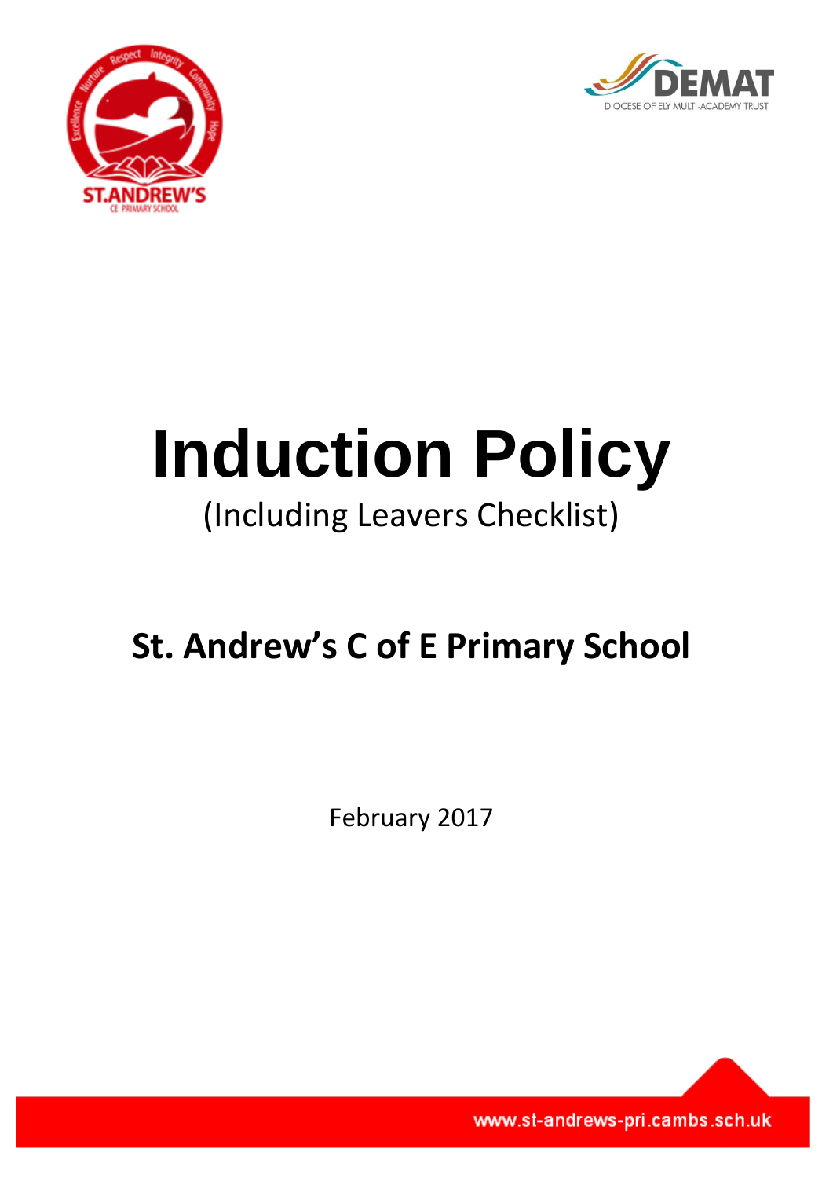# Induction Policy

(Including Leavers Checklist)

## St. Andrew's C of E Primary School

February 2017

www.st-andrews-pri.cambs.sch.uk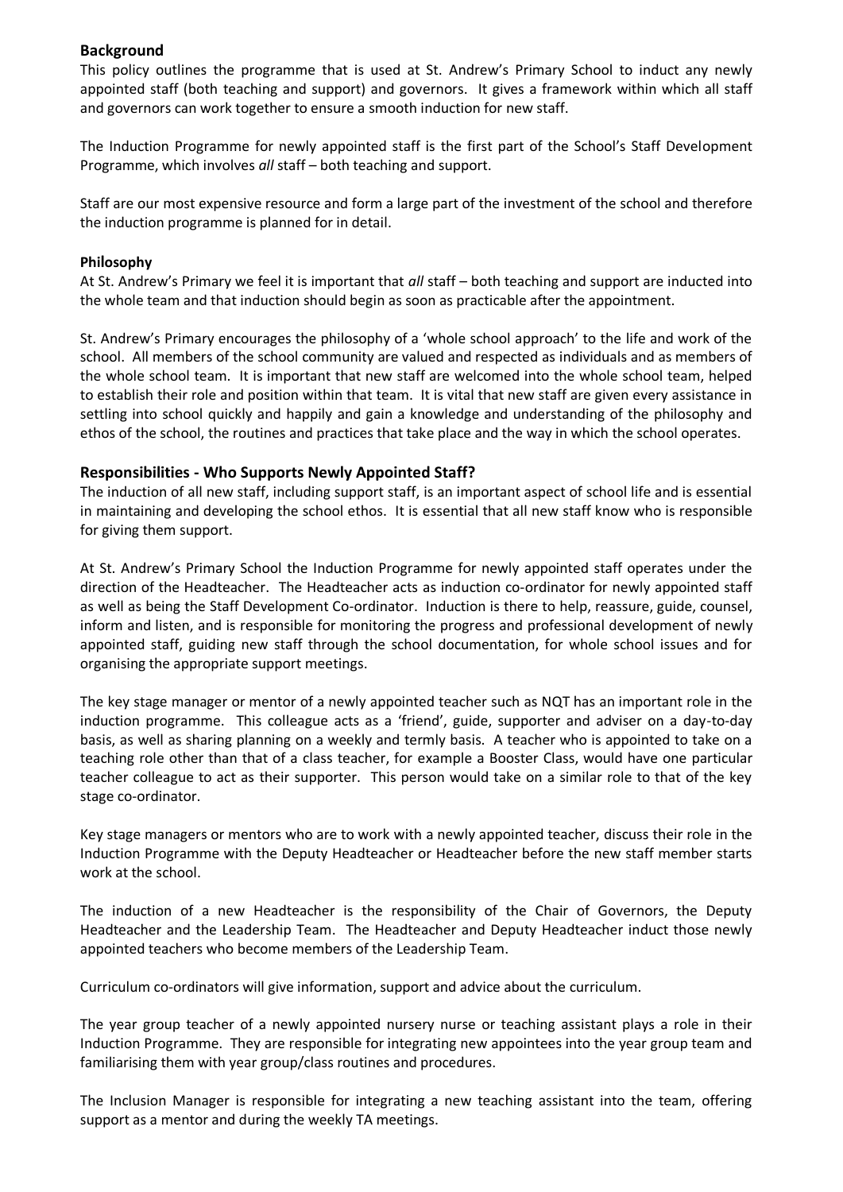## Background

This policy outlines the programme that is used at St. Andrew's Primary School to induct any newly appointed staff (both teaching and support) and governors. It gives a framework within which all staff and governors can work together to ensure a smooth induction for new staff.

The Induction Programme for newly appointed staff is the first part of the School's Staff Development Programme, which involves *all* staff – both teaching and support.

Staff are our most expensive resource and form a large part of the investment of the school and therefore the induction programme is planned for in detail.

### Philosophy

At St. Andrew's Primary we feel it is important that *all* staff – both teaching and support are inducted into the whole team and that induction should begin as soon as practicable after the appointment.

St. Andrew's Primary encourages the philosophy of a 'whole school approach' to the life and work of the school. All members of the school community are valued and respected as individuals and as members of the whole school team. It is important that new staff are welcomed into the whole school team, helped to establish their role and position within that team. It is vital that new staff are given every assistance in settling into school quickly and happily and gain a knowledge and understanding of the philosophy and ethos of the school, the routines and practices that take place and the way in which the school operates.

## Responsibilities - Who Supports Newly Appointed Staff?

The induction of all new staff, including support staff, is an important aspect of school life and is essential in maintaining and developing the school ethos. It is essential that all new staff know who is responsible for giving them support.

At St. Andrew's Primary School the Induction Programme for newly appointed staff operates under the direction of the Headteacher. The Headteacher acts as induction co-ordinator for newly appointed staff as well as being the Staff Development Co-ordinator. Induction is there to help, reassure, guide, counsel, inform and listen, and is responsible for monitoring the progress and professional development of newly appointed staff, guiding new staff through the school documentation, for whole school issues and for organising the appropriate support meetings.

The key stage manager or mentor of a newly appointed teacher such as NQT has an important role in the induction programme. This colleague acts as a 'friend', guide, supporter and adviser on a day-to-day basis, as well as sharing planning on a weekly and termly basis. A teacher who is appointed to take on a teaching role other than that of a class teacher, for example a Booster Class, would have one particular teacher colleague to act as their supporter. This person would take on a similar role to that of the key stage co-ordinator.

Key stage managers or mentors who are to work with a newly appointed teacher, discuss their role in the Induction Programme with the Deputy Headteacher or Headteacher before the new staff member starts work at the school.

The induction of a new Headteacher is the responsibility of the Chair of Governors, the Deputy Headteacher and the Leadership Team. The Headteacher and Deputy Headteacher induct those newly appointed teachers who become members of the Leadership Team.

Curriculum co-ordinators will give information, support and advice about the curriculum.

The year group teacher of a newly appointed nursery nurse or teaching assistant plays a role in their Induction Programme. They are responsible for integrating new appointees into the year group team and familiarising them with year group/class routines and procedures.

The Inclusion Manager is responsible for integrating a new teaching assistant into the team, offering support as a mentor and during the weekly TA meetings.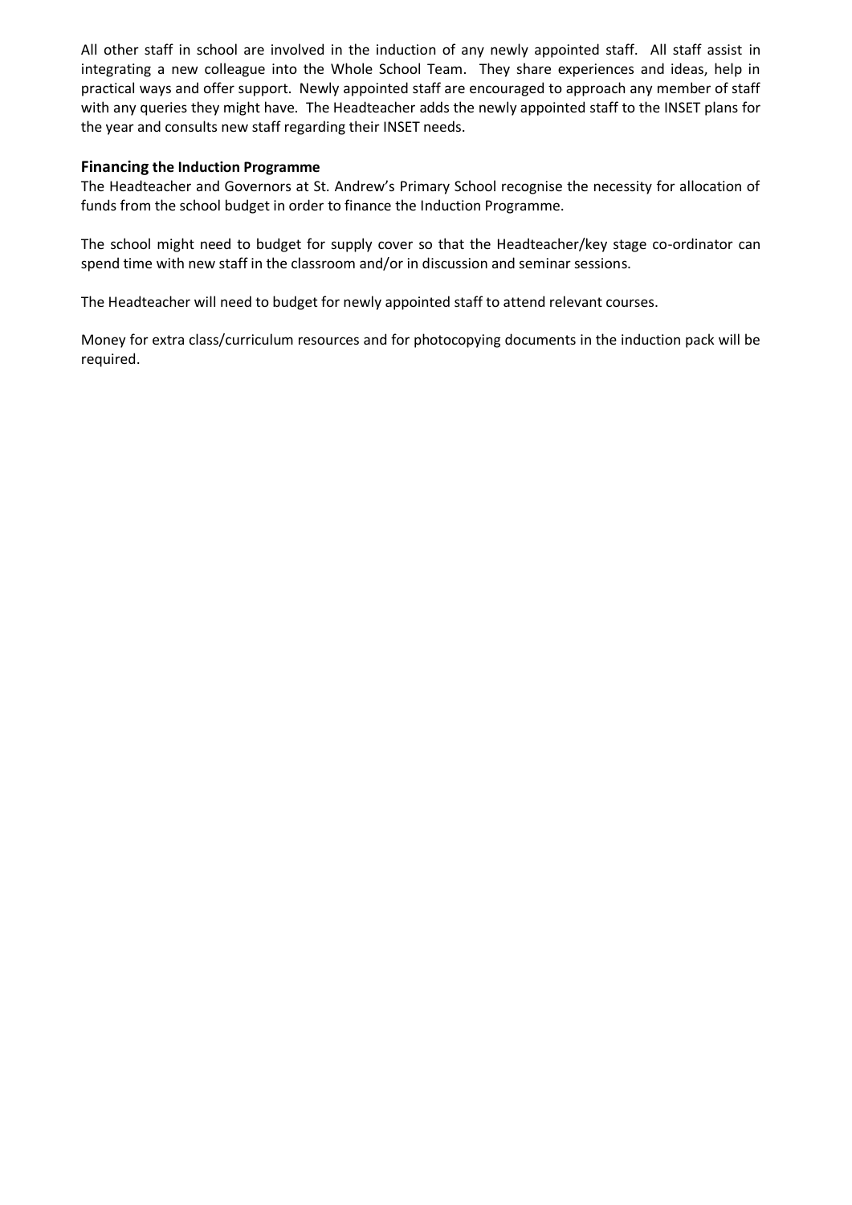All other staff in school are involved in the induction of any newly appointed staff. All staff assist in integrating a new colleague into the Whole School Team. They share experiences and ideas, help in practical ways and offer support. Newly appointed staff are encouraged to approach any member of staff with any queries they might have. The Headteacher adds the newly appointed staff to the INSET plans for the year and consults new staff regarding their INSET needs.

### Financing the Induction Programme

The Headteacher and Governors at St. Andrew's Primary School recognise the necessity for allocation of funds from the school budget in order to finance the Induction Programme.

The school might need to budget for supply cover so that the Headteacher/key stage co-ordinator can spend time with new staff in the classroom and/or in discussion and seminar sessions.

The Headteacher will need to budget for newly appointed staff to attend relevant courses.

Money for extra class/curriculum resources and for photocopying documents in the induction pack will be required.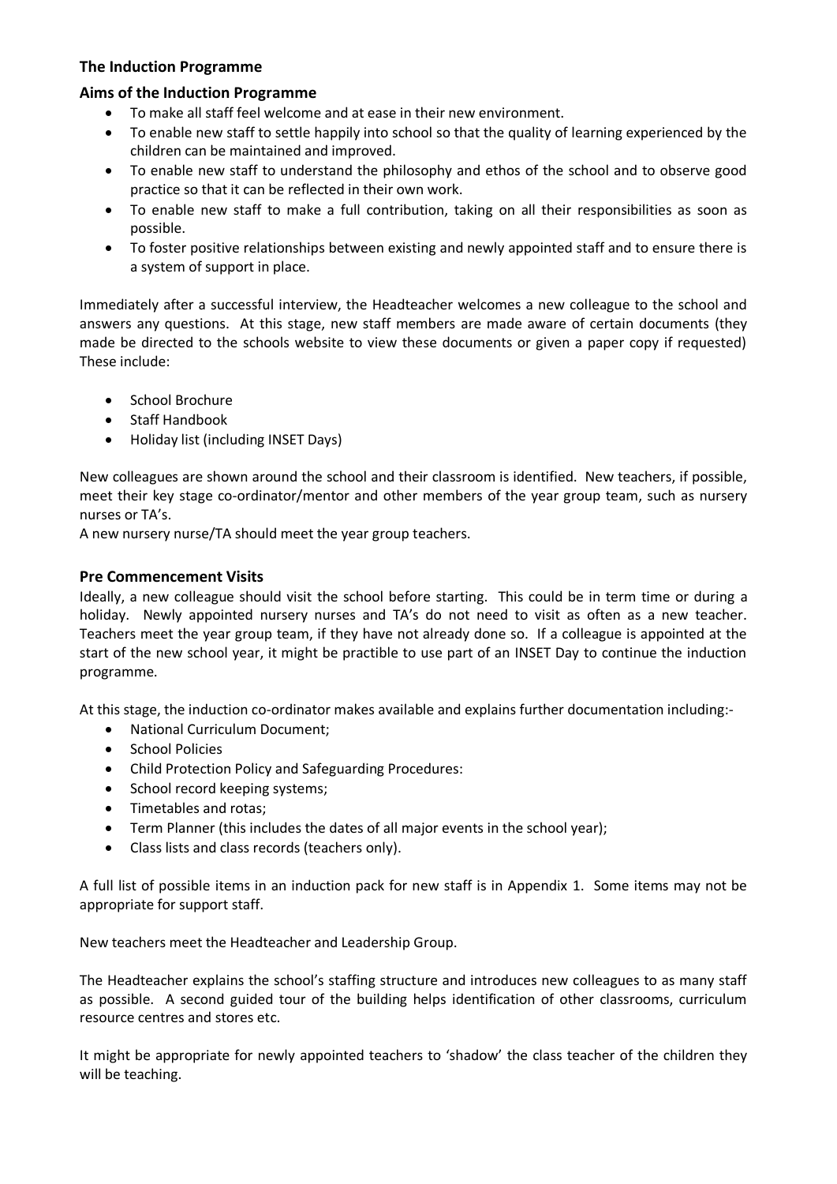### The Induction Programme

#### Aims of the Induction Programme

- To make all staff feel welcome and at ease in their new environment.
- To enable new staff to settle happily into school so that the quality of learning experienced by the children can be maintained and improved.
- To enable new staff to understand the philosophy and ethos of the school and to observe good practice so that it can be reflected in their own work.
- To enable new staff to make a full contribution, taking on all their responsibilities as soon as possible.
- To foster positive relationships between existing and newly appointed staff and to ensure there is a system of support in place.

Immediately after a successful interview, the Headteacher welcomes a new colleague to the school and answers any questions. At this stage, new staff members are made aware of certain documents (they made be directed to the schools website to view these documents or given a paper copy if requested) These include:

- School Brochure
- Staff Handbook
- Holiday list (including INSET Days)

New colleagues are shown around the school and their classroom is identified. New teachers, if possible, meet their key stage co-ordinator/mentor and other members of the year group team, such as nursery nurses or TA's.

A new nursery nurse/TA should meet the year group teachers.

#### Pre Commencement Visits

Ideally, a new colleague should visit the school before starting. This could be in term time or during a holiday. Newly appointed nursery nurses and TA's do not need to visit as often as a new teacher. Teachers meet the year group team, if they have not already done so. If a colleague is appointed at the start of the new school year, it might be practible to use part of an INSET Day to continue the induction programme.

At this stage, the induction co-ordinator makes available and explains further documentation including:-

- National Curriculum Document;
- School Policies
- Child Protection Policy and Safeguarding Procedures:
- School record keeping systems;
- Timetables and rotas;
- Term Planner (this includes the dates of all major events in the school year);
- Class lists and class records (teachers only).

A full list of possible items in an induction pack for new staff is in Appendix 1. Some items may not be appropriate for support staff.

New teachers meet the Headteacher and Leadership Group.

The Headteacher explains the school's staffing structure and introduces new colleagues to as many staff as possible. A second guided tour of the building helps identification of other classrooms, curriculum resource centres and stores etc.

It might be appropriate for newly appointed teachers to 'shadow' the class teacher of the children they will be teaching.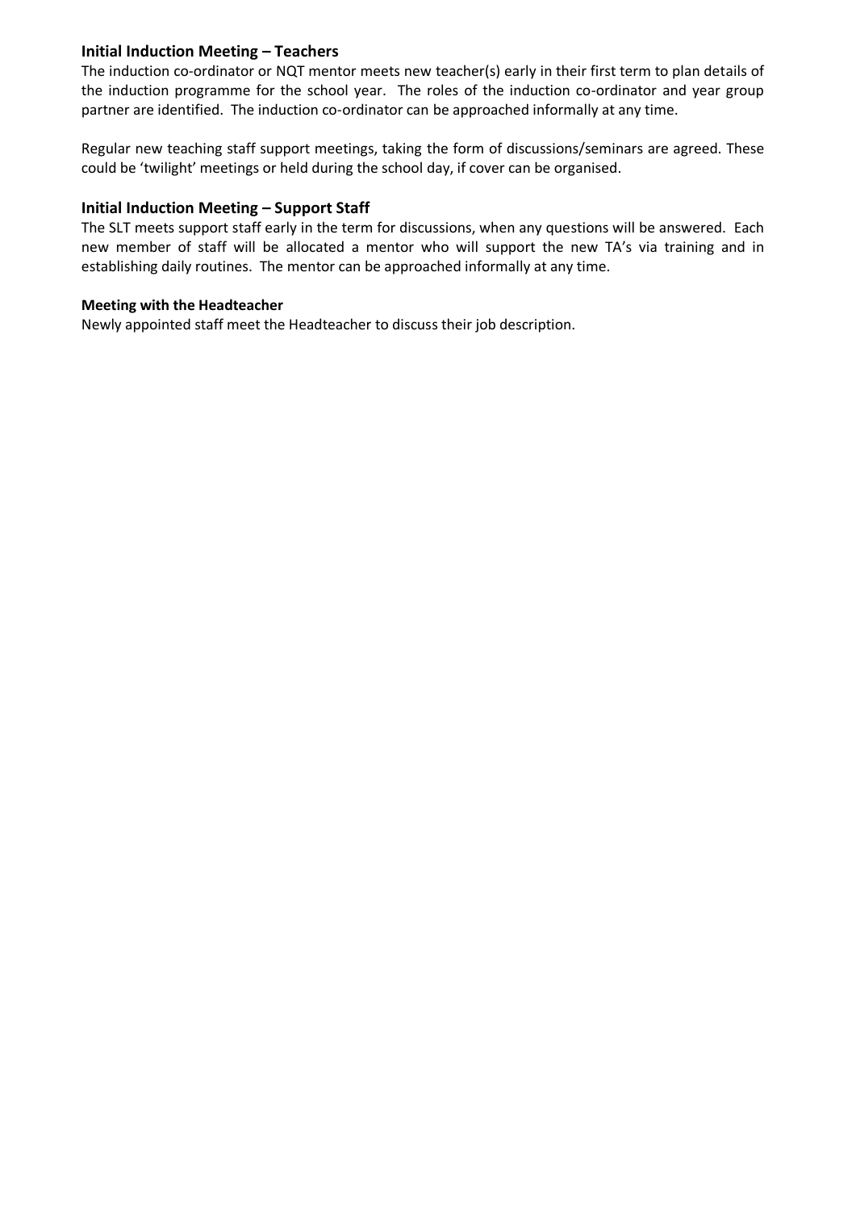### Initial Induction Meeting – Teachers

The induction co-ordinator or NQT mentor meets new teacher(s) early in their first term to plan details of the induction programme for the school year. The roles of the induction co-ordinator and year group partner are identified. The induction co-ordinator can be approached informally at any time.

Regular new teaching staff support meetings, taking the form of discussions/seminars are agreed. These could be 'twilight' meetings or held during the school day, if cover can be organised.

### Initial Induction Meeting – Support Staff

The SLT meets support staff early in the term for discussions, when any questions will be answered. Each new member of staff will be allocated a mentor who will support the new TA's via training and in establishing daily routines. The mentor can be approached informally at any time.

#### Meeting with the Headteacher

Newly appointed staff meet the Headteacher to discuss their job description.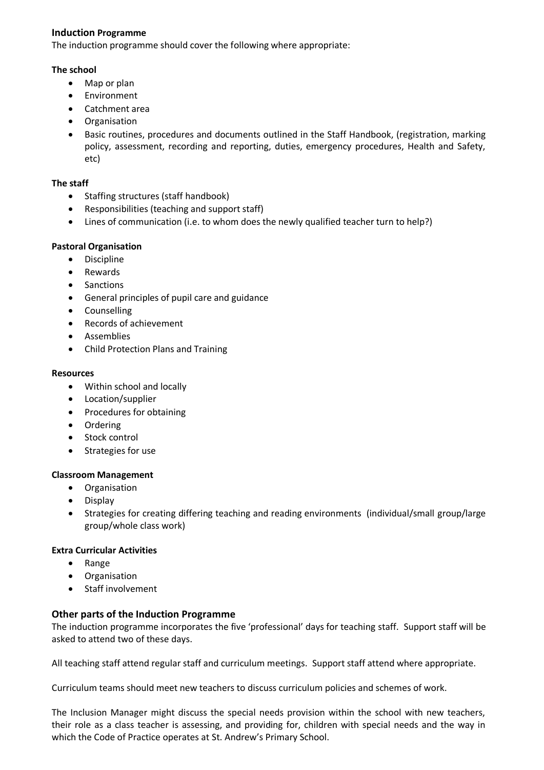## Induction Programme

The induction programme should cover the following where appropriate:

**The school**

- Map or plan
- Environment
- Catchment area
- Organisation
- Basic routines, procedures and documents outlined in the Staff Handbook, (registration, marking policy, assessment, recording and reporting, duties, emergency procedures, Health and Safety, etc)

**The staff**

- Staffing structures (staff handbook)
- Responsibilities (teaching and support staff)
- Lines of communication (i.e. to whom does the newly qualified teacher turn to help?)

**Pastoral Organisation**

- Discipline
- Rewards
- Sanctions
- General principles of pupil care and guidance
- Counselling
- Records of achievement
- Assemblies
- Child Protection Plans and Training

**Resources**

- Within school and locally
- Location/supplier
- Procedures for obtaining
- Ordering
- Stock control
- Strategies for use

**Classroom Management**

- Organisation
- Display
- Strategies for creating differing teaching and reading environments (individual/small group/large group/whole class work)

**Extra Curricular Activities**

- Range
- Organisation
- Staff involvement

## Other parts of the Induction Programme

The induction programme incorporates the five 'professional' days for teaching staff. Support staff will be asked to attend two of these days.

All teaching staff attend regular staff and curriculum meetings. Support staff attend where appropriate.

Curriculum teams should meet new teachers to discuss curriculum policies and schemes of work.

The Inclusion Manager might discuss the special needs provision within the school with new teachers, their role as a class teacher is assessing, and providing for, children with special needs and the way in which the Code of Practice operates at St. Andrew's Primary School.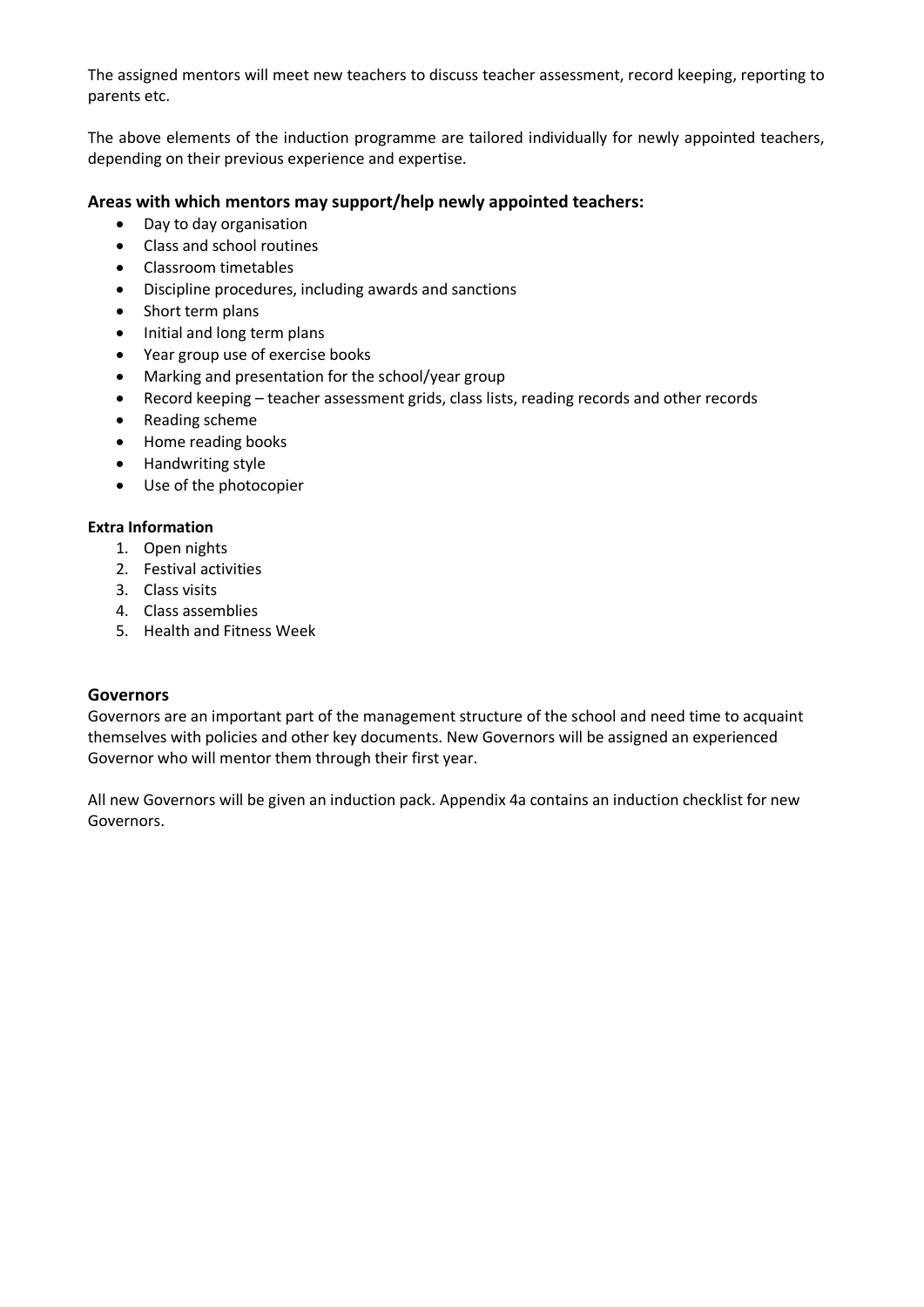The assigned mentors will meet new teachers to discuss teacher assessment, record keeping, reporting to parents etc.

The above elements of the induction programme are tailored individually for newly appointed teachers, depending on their previous experience and expertise.

### Areas with which mentors may support/help newly appointed teachers:

- Day to day organisation
- Class and school routines
- Classroom timetables
- Discipline procedures, including awards and sanctions
- Short term plans
- Initial and long term plans
- Year group use of exercise books
- Marking and presentation for the school/year group
- Record keeping – teacher assessment grids, class lists, reading records and other records
- Reading scheme
- Home reading books
- Handwriting style
- Use of the photocopier

**Extra Information**

1. Open nights
2. Festival activities
3. Class visits
4. Class assemblies
5. Health and Fitness Week

### Governors

Governors are an important part of the management structure of the school and need time to acquaint themselves with policies and other key documents. New Governors will be assigned an experienced Governor who will mentor them through their first year.

All new Governors will be given an induction pack. Appendix 4a contains an induction checklist for new Governors.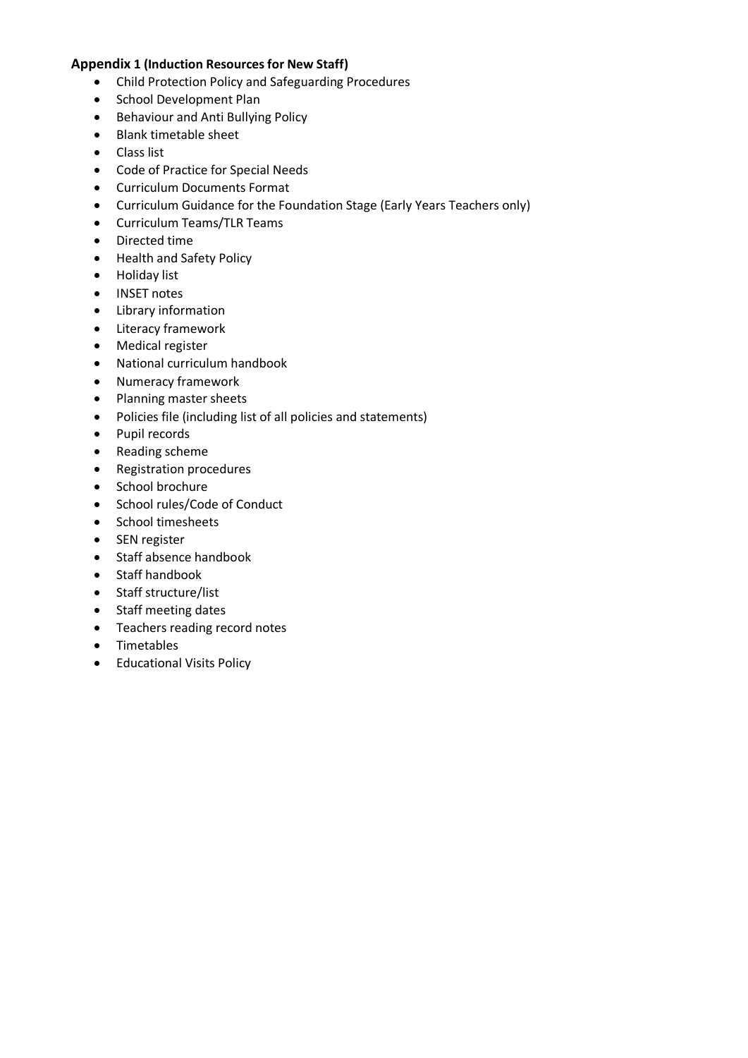**Appendix 1 (Induction Resources for New Staff)**

- Child Protection Policy and Safeguarding Procedures
- School Development Plan
- Behaviour and Anti Bullying Policy
- Blank timetable sheet
- Class list
- Code of Practice for Special Needs
- Curriculum Documents Format
- Curriculum Guidance for the Foundation Stage (Early Years Teachers only)
- Curriculum Teams/TLR Teams
- Directed time
- Health and Safety Policy
- Holiday list
- INSET notes
- Library information
- Literacy framework
- Medical register
- National curriculum handbook
- Numeracy framework
- Planning master sheets
- Policies file (including list of all policies and statements)
- Pupil records
- Reading scheme
- Registration procedures
- School brochure
- School rules/Code of Conduct
- School timesheets
- SEN register
- Staff absence handbook
- Staff handbook
- Staff structure/list
- Staff meeting dates
- Teachers reading record notes
- Timetables
- Educational Visits Policy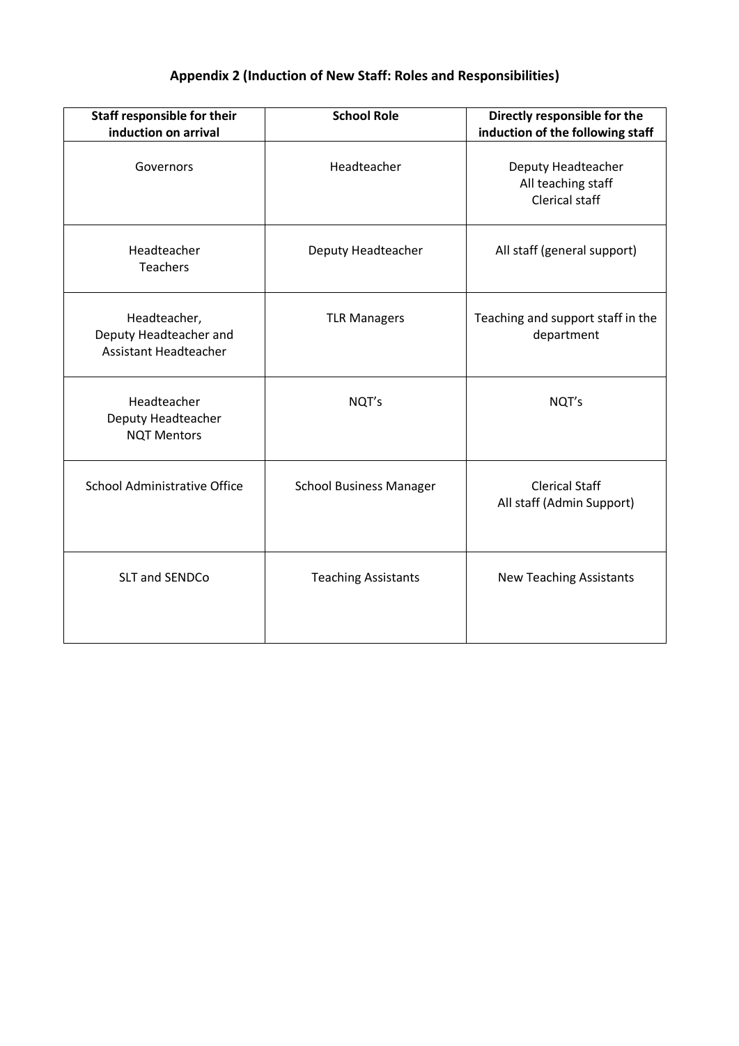## Appendix 2 (Induction of New Staff: Roles and Responsibilities)

| Staff responsible for their induction on arrival | School Role | Directly responsible for the induction of the following staff |
|---|---|---|
| Governors | Headteacher | Deputy Headteacher<br>All teaching staff<br>Clerical staff |
| Headteacher<br>Teachers | Deputy Headteacher | All staff (general support) |
| Headteacher,<br>Deputy Headteacher and<br>Assistant Headteacher | TLR Managers | Teaching and support staff in the department |
| Headteacher<br>Deputy Headteacher<br>NQT Mentors | NQT's | NQT's |
| School Administrative Office | School Business Manager | Clerical Staff<br>All staff (Admin Support) |
| SLT and SENDCo | Teaching Assistants | New Teaching Assistants |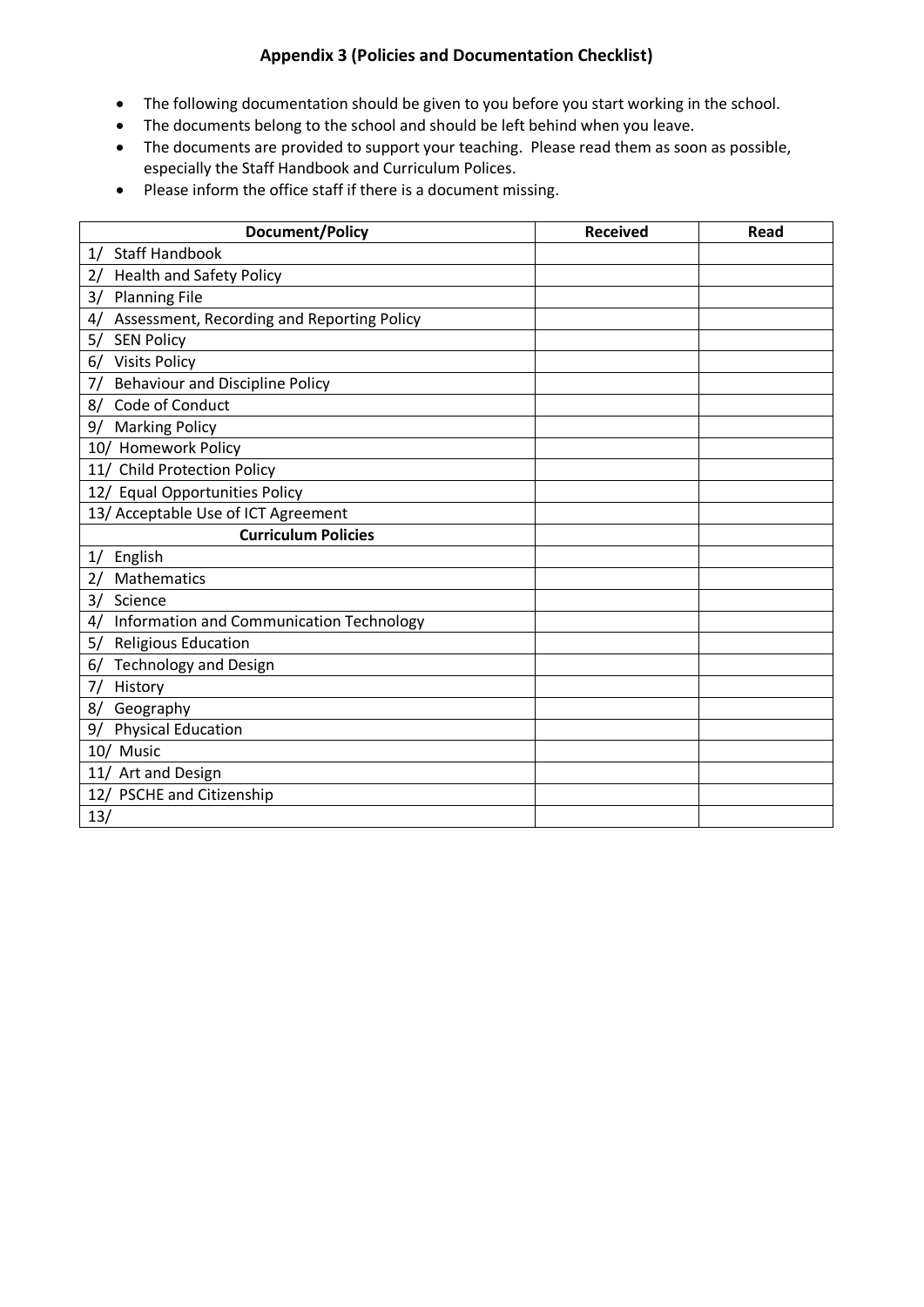## Appendix 3 (Policies and Documentation Checklist)

- The following documentation should be given to you before you start working in the school.
- The documents belong to the school and should be left behind when you leave.
- The documents are provided to support your teaching. Please read them as soon as possible, especially the Staff Handbook and Curriculum Polices.
- Please inform the office staff if there is a document missing.

| Document/Policy | Received | Read |
|---|---|---|
| 1/ Staff Handbook | | |
| 2/ Health and Safety Policy | | |
| 3/ Planning File | | |
| 4/ Assessment, Recording and Reporting Policy | | |
| 5/ SEN Policy | | |
| 6/ Visits Policy | | |
| 7/ Behaviour and Discipline Policy | | |
| 8/ Code of Conduct | | |
| 9/ Marking Policy | | |
| 10/ Homework Policy | | |
| 11/ Child Protection Policy | | |
| 12/ Equal Opportunities Policy | | |
| 13/ Acceptable Use of ICT Agreement | | |
| **Curriculum Policies** | | |
| 1/ English | | |
| 2/ Mathematics | | |
| 3/ Science | | |
| 4/ Information and Communication Technology | | |
| 5/ Religious Education | | |
| 6/ Technology and Design | | |
| 7/ History | | |
| 8/ Geography | | |
| 9/ Physical Education | | |
| 10/ Music | | |
| 11/ Art and Design | | |
| 12/ PSCHE and Citizenship | | |
| 13/ | | |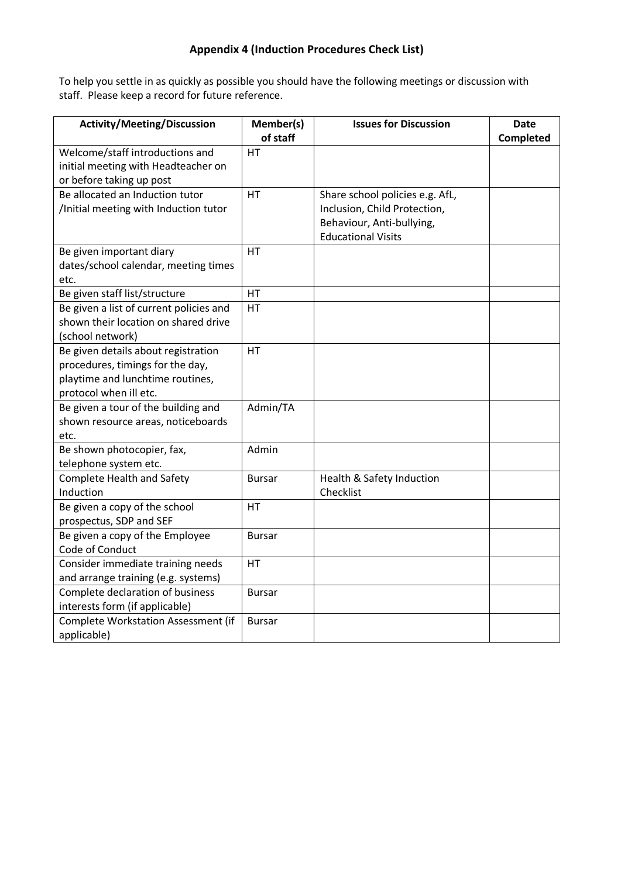# Appendix 4 (Induction Procedures Check List)

To help you settle in as quickly as possible you should have the following meetings or discussion with staff. Please keep a record for future reference.

| Activity/Meeting/Discussion | Member(s) of staff | Issues for Discussion | Date Completed |
|---|---|---|---|
| Welcome/staff introductions and initial meeting with Headteacher on or before taking up post | HT | | |
| Be allocated an Induction tutor /Initial meeting with Induction tutor | HT | Share school policies e.g. AfL, Inclusion, Child Protection, Behaviour, Anti-bullying, Educational Visits | |
| Be given important diary dates/school calendar, meeting times etc. | HT | | |
| Be given staff list/structure | HT | | |
| Be given a list of current policies and shown their location on shared drive (school network) | HT | | |
| Be given details about registration procedures, timings for the day, playtime and lunchtime routines, protocol when ill etc. | HT | | |
| Be given a tour of the building and shown resource areas, noticeboards etc. | Admin/TA | | |
| Be shown photocopier, fax, telephone system etc. | Admin | | |
| Complete Health and Safety Induction | Bursar | Health & Safety Induction Checklist | |
| Be given a copy of the school prospectus, SDP and SEF | HT | | |
| Be given a copy of the Employee Code of Conduct | Bursar | | |
| Consider immediate training needs and arrange training (e.g. systems) | HT | | |
| Complete declaration of business interests form (if applicable) | Bursar | | |
| Complete Workstation Assessment (if applicable) | Bursar | | |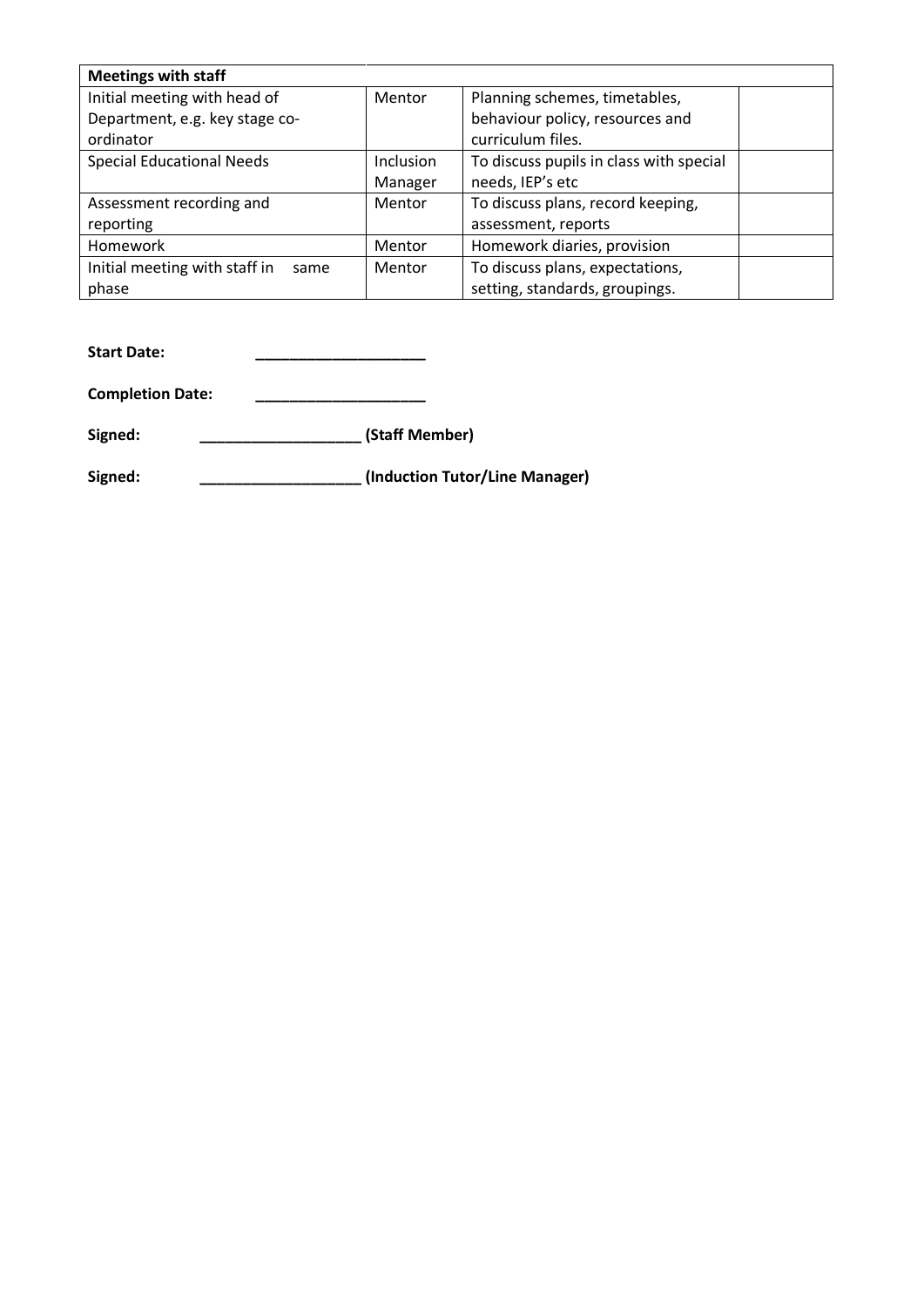| Meetings with staff | | | |
|---|---|---|---|
| Initial meeting with head of Department, e.g. key stage co-ordinator | Mentor | Planning schemes, timetables, behaviour policy, resources and curriculum files. | |
| Special Educational Needs | Inclusion Manager | To discuss pupils in class with special needs, IEP's etc | |
| Assessment recording and reporting | Mentor | To discuss plans, record keeping, assessment, reports | |
| Homework | Mentor | Homework diaries, provision | |
| Initial meeting with staff in same phase | Mentor | To discuss plans, expectations, setting, standards, groupings. | |

**Start Date:** ____________________

**Completion Date:** ____________________

**Signed:** ___________________ **(Staff Member)**

**Signed:** ___________________ **(Induction Tutor/Line Manager)**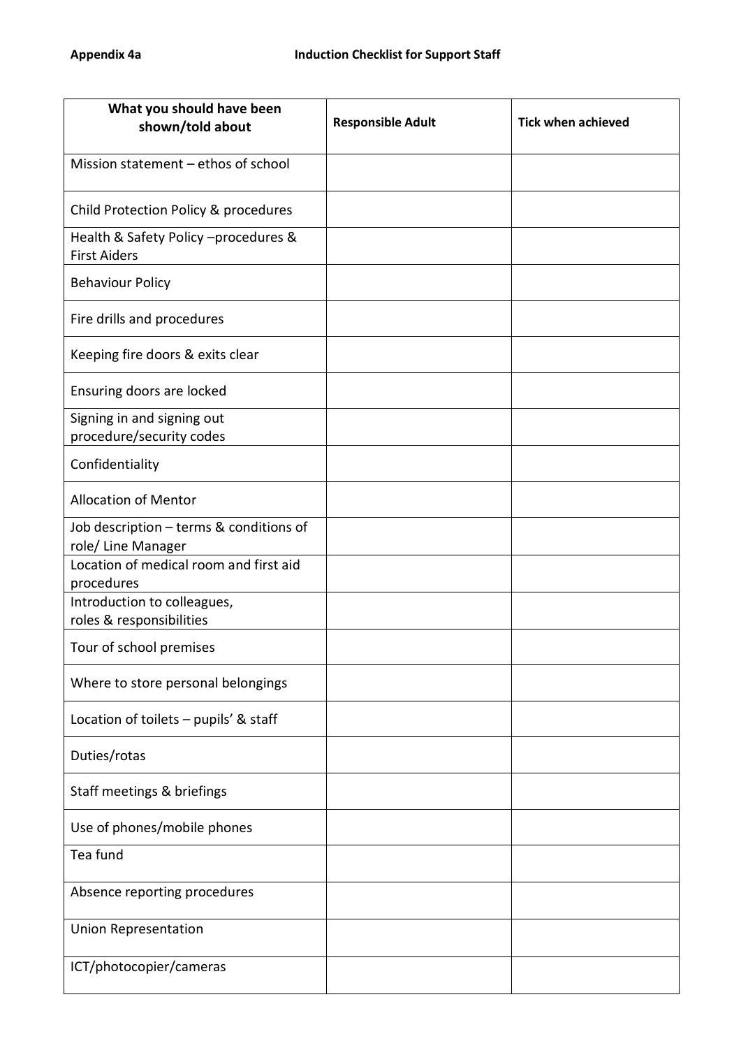**Appendix 4a** **Induction Checklist for Support Staff**

| What you should have been shown/told about | Responsible Adult | Tick when achieved |
|---|---|---|
| Mission statement – ethos of school | | |
| Child Protection Policy & procedures | | |
| Health & Safety Policy –procedures & First Aiders | | |
| Behaviour Policy | | |
| Fire drills and procedures | | |
| Keeping fire doors & exits clear | | |
| Ensuring doors are locked | | |
| Signing in and signing out procedure/security codes | | |
| Confidentiality | | |
| Allocation of Mentor | | |
| Job description – terms & conditions of role/ Line Manager | | |
| Location of medical room and first aid procedures | | |
| Introduction to colleagues, roles & responsibilities | | |
| Tour of school premises | | |
| Where to store personal belongings | | |
| Location of toilets – pupils' & staff | | |
| Duties/rotas | | |
| Staff meetings & briefings | | |
| Use of phones/mobile phones | | |
| Tea fund | | |
| Absence reporting procedures | | |
| Union Representation | | |
| ICT/photocopier/cameras | | |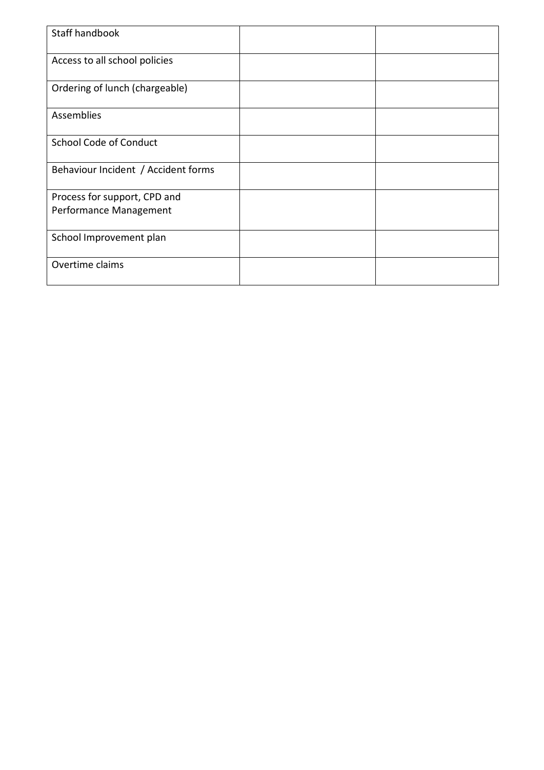| Staff handbook | | |
|---|---|---|
| Access to all school policies | | |
| Ordering of lunch (chargeable) | | |
| Assemblies | | |
| School Code of Conduct | | |
| Behaviour Incident / Accident forms | | |
| Process for support, CPD and Performance Management | | |
| School Improvement plan | | |
| Overtime claims | | |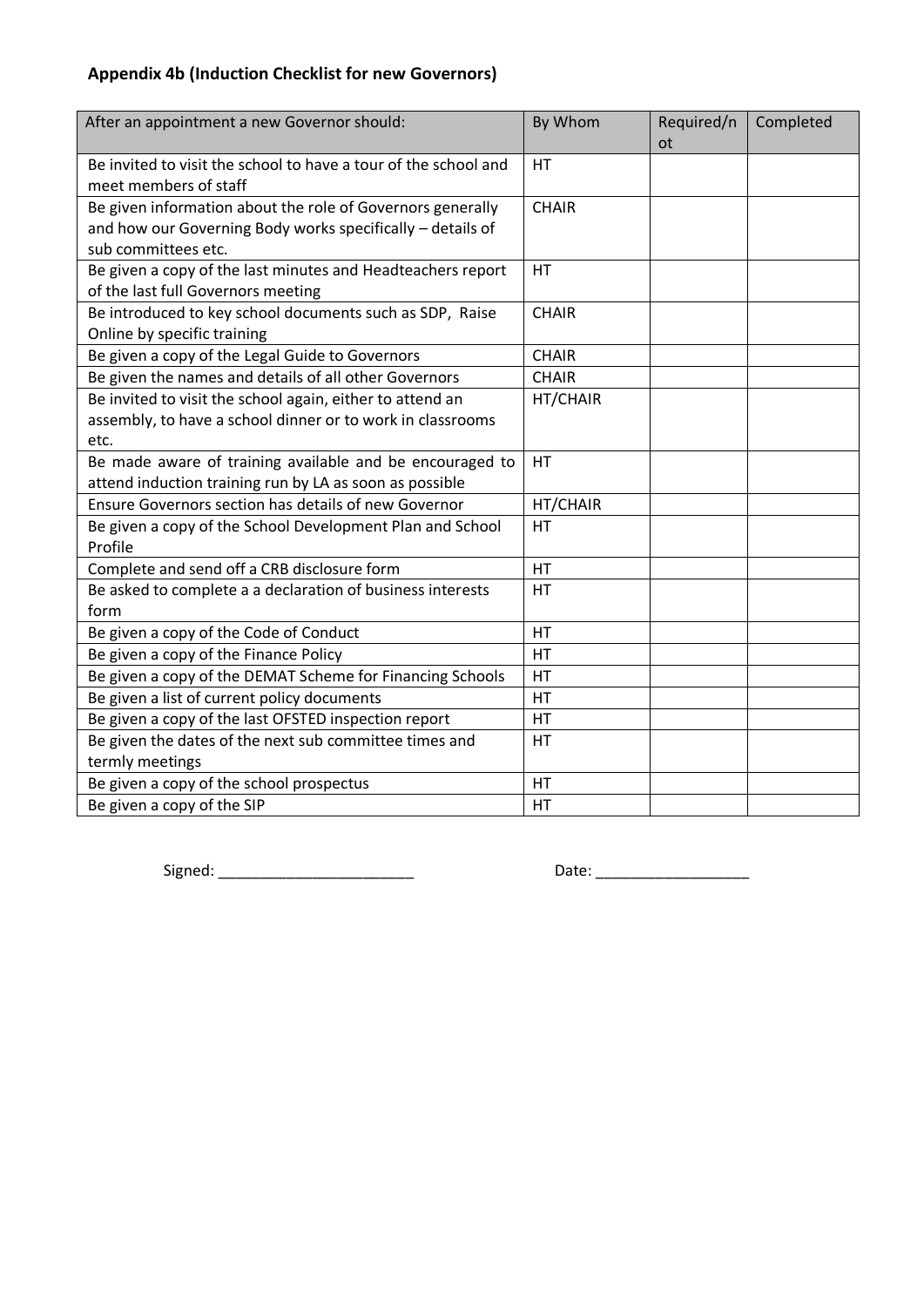**Appendix 4b (Induction Checklist for new Governors)**

| After an appointment a new Governor should: | By Whom | Required/not | Completed |
|---|---|---|---|
| Be invited to visit the school to have a tour of the school and meet members of staff | HT | | |
| Be given information about the role of Governors generally and how our Governing Body works specifically – details of sub committees etc. | CHAIR | | |
| Be given a copy of the last minutes and Headteachers report of the last full Governors meeting | HT | | |
| Be introduced to key school documents such as SDP, Raise Online by specific training | CHAIR | | |
| Be given a copy of the Legal Guide to Governors | CHAIR | | |
| Be given the names and details of all other Governors | CHAIR | | |
| Be invited to visit the school again, either to attend an assembly, to have a school dinner or to work in classrooms etc. | HT/CHAIR | | |
| Be made aware of training available and be encouraged to attend induction training run by LA as soon as possible | HT | | |
| Ensure Governors section has details of new Governor | HT/CHAIR | | |
| Be given a copy of the School Development Plan and School Profile | HT | | |
| Complete and send off a CRB disclosure form | HT | | |
| Be asked to complete a a declaration of business interests form | HT | | |
| Be given a copy of the Code of Conduct | HT | | |
| Be given a copy of the Finance Policy | HT | | |
| Be given a copy of the DEMAT Scheme for Financing Schools | HT | | |
| Be given a list of current policy documents | HT | | |
| Be given a copy of the last OFSTED inspection report | HT | | |
| Be given the dates of the next sub committee times and termly meetings | HT | | |
| Be given a copy of the school prospectus | HT | | |
| Be given a copy of the SIP | HT | | |

Signed: _______________________ Date: __________________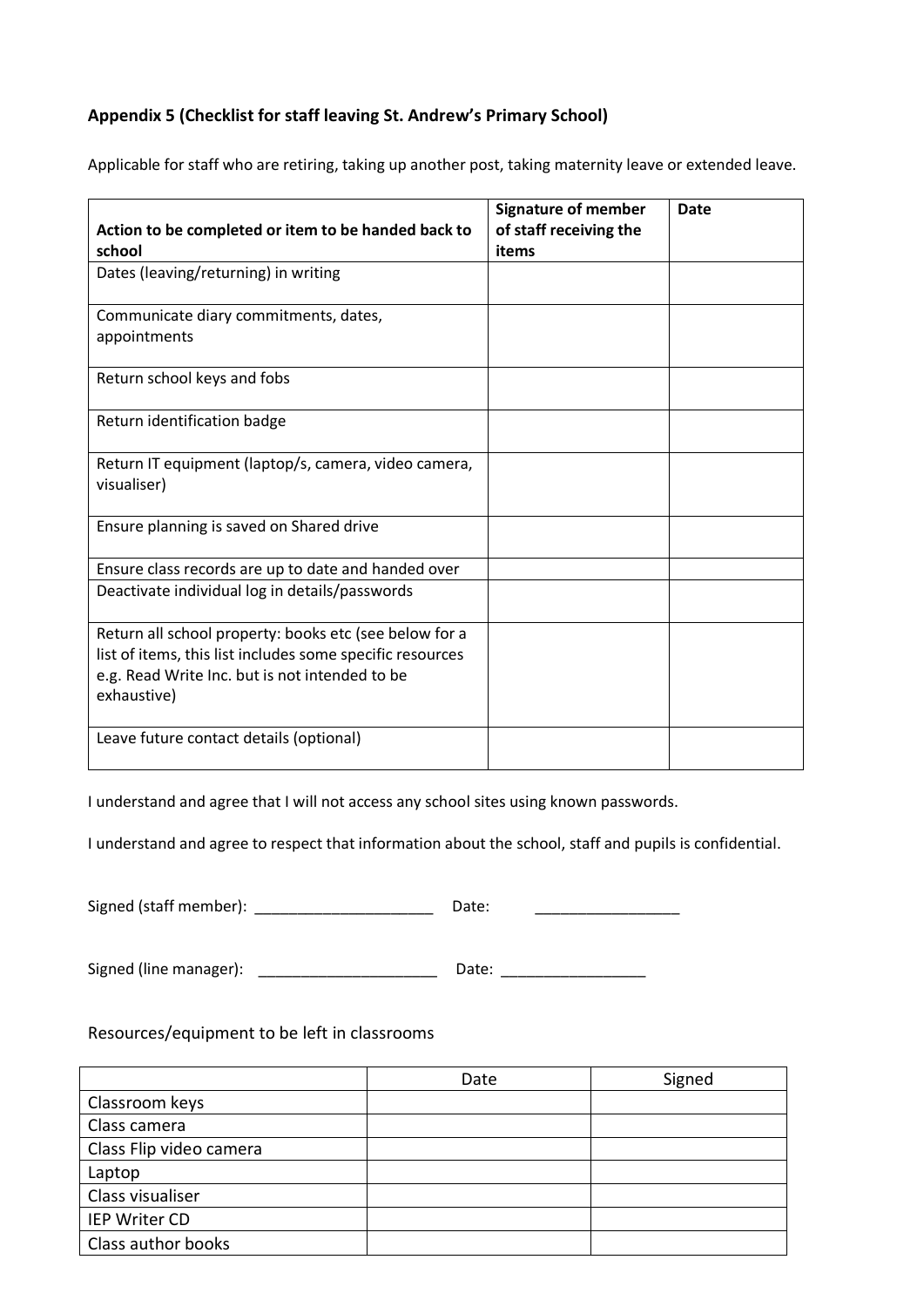**Appendix 5 (Checklist for staff leaving St. Andrew's Primary School)**

Applicable for staff who are retiring, taking up another post, taking maternity leave or extended leave.

| **Action to be completed or item to be handed back to school** | **Signature of member of staff receiving the items** | **Date** |
|---|---|---|
| Dates (leaving/returning) in writing | | |
| Communicate diary commitments, dates, appointments | | |
| Return school keys and fobs | | |
| Return identification badge | | |
| Return IT equipment (laptop/s, camera, video camera, visualiser) | | |
| Ensure planning is saved on Shared drive | | |
| Ensure class records are up to date and handed over | | |
| Deactivate individual log in details/passwords | | |
| Return all school property: books etc (see below for a list of items, this list includes some specific resources e.g. Read Write Inc. but is not intended to be exhaustive) | | |
| Leave future contact details (optional) | | |

I understand and agree that I will not access any school sites using known passwords.

I understand and agree to respect that information about the school, staff and pupils is confidential.

Signed (staff member): ______________________ Date: __________________

Signed (line manager): ______________________ Date: __________________

Resources/equipment to be left in classrooms

| | Date | Signed |
|---|---|---|
| Classroom keys | | |
| Class camera | | |
| Class Flip video camera | | |
| Laptop | | |
| Class visualiser | | |
| IEP Writer CD | | |
| Class author books | | |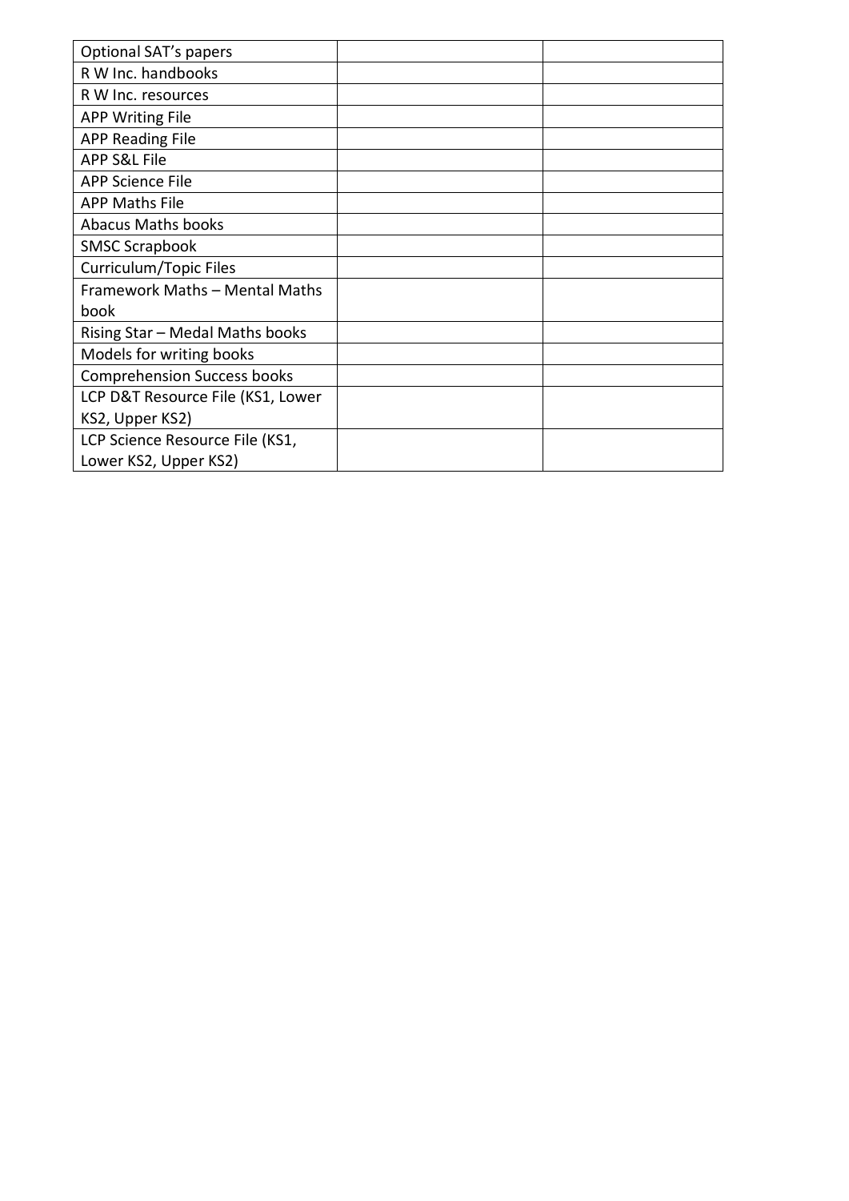| | | |
|---|---|---|
| Optional SAT's papers | | |
| R W Inc. handbooks | | |
| R W Inc. resources | | |
| APP Writing File | | |
| APP Reading File | | |
| APP S&L File | | |
| APP Science File | | |
| APP Maths File | | |
| Abacus Maths books | | |
| SMSC Scrapbook | | |
| Curriculum/Topic Files | | |
| Framework Maths – Mental Maths book | | |
| Rising Star – Medal Maths books | | |
| Models for writing books | | |
| Comprehension Success books | | |
| LCP D&T Resource File (KS1, Lower KS2, Upper KS2) | | |
| LCP Science Resource File (KS1, Lower KS2, Upper KS2) | | |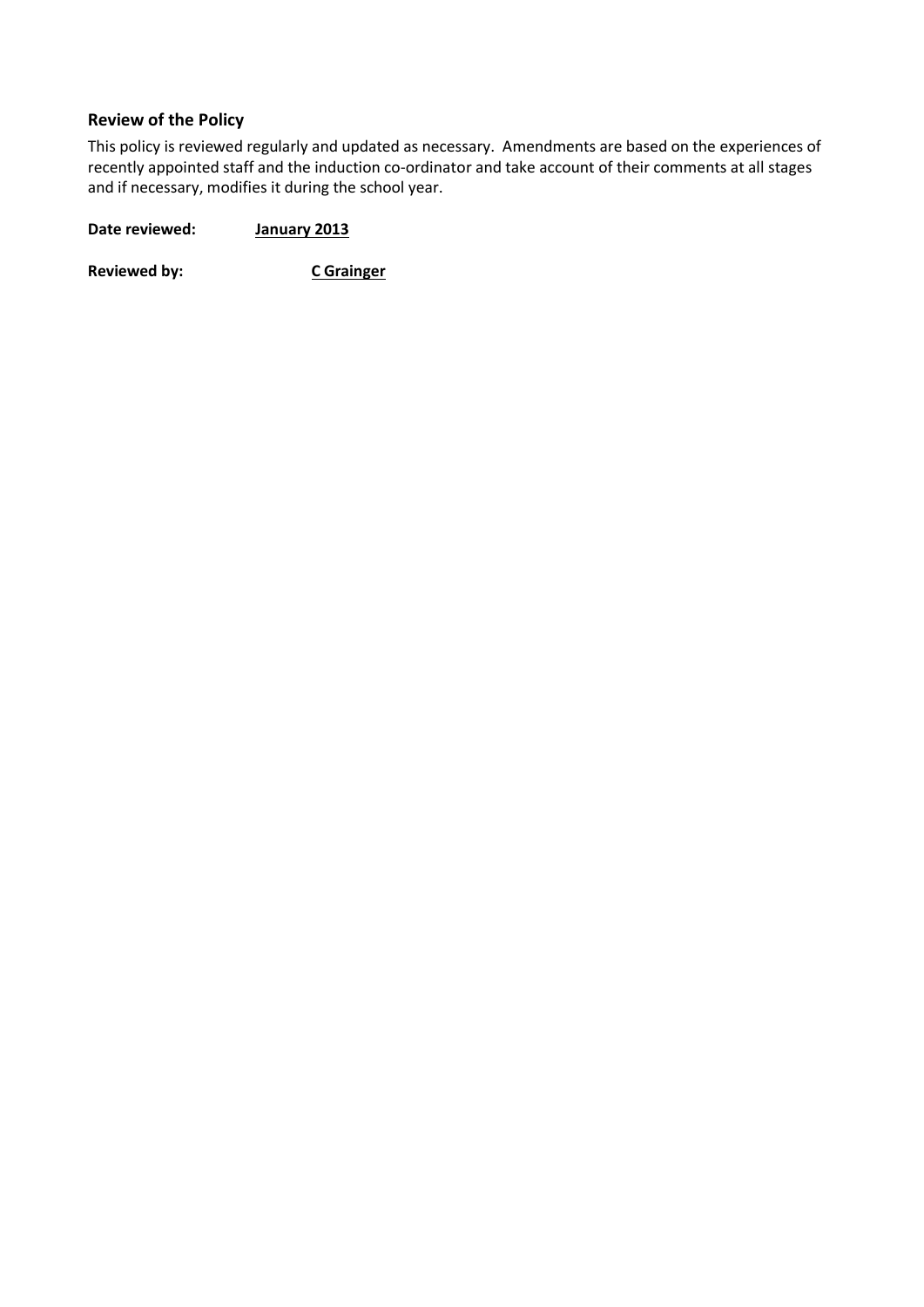## Review of the Policy

This policy is reviewed regularly and updated as necessary. Amendments are based on the experiences of recently appointed staff and the induction co-ordinator and take account of their comments at all stages and if necessary, modifies it during the school year.

**Date reviewed:** **January 2013**

**Reviewed by:** **C Grainger**